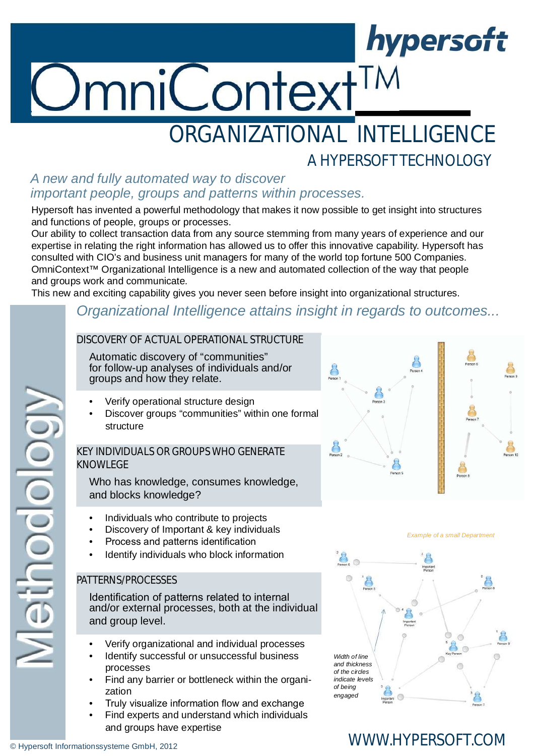hypersoft

# OmniContext™

## ORGANIZATIONAL INTELLIGENCE

### A HYPERSOFT TECHNOLOGY

*A new and fully automated way to discover important people, groups and patterns within processes.*

Hypersoft has invented a powerful methodology that makes it now possible to get insight into structures and functions of people, groups or processes.
Our ability to collect transaction data from any source stemming from many years of experience and our expertise in relating the right information has allowed us to offer this innovative capability. Hypersoft has consulted with CIO's and business unit managers for many of the world top fortune 500 Companies.
OmniContext™ Organizational Intelligence is a new and automated collection of the way that people and groups work and communicate.
This new and exciting capability gives you never seen before insight into organizational structures.

## Methodology

### *Organizational Intelligence attains insight in regards to outcomes...*

#### DISCOVERY OF ACTUAL OPERATIONAL STRUCTURE

Automatic discovery of "communities" for follow-up analyses of individuals and/or groups and how they relate.

- Verify operational structure design
- Discover groups "communities" within one formal structure

#### KEY INDIVIDUALS OR GROUPS WHO GENERATE KNOWLEGE

Who has knowledge, consumes knowledge, and blocks knowledge?

- Individuals who contribute to projects
- Discovery of Important & key individuals
- Process and patterns identification
- Identify individuals who block information

#### PATTERNS/PROCESSES

Identification of patterns related to internal and/or external processes, both at the individual and group level.

- Verify organizational and individual processes
- Identify successful or unsuccessful business processes
- Find any barrier or bottleneck within the organization
- Truly visualize information flow and exchange
- Find experts and understand which individuals and groups have expertise

*Example of a small Department*

*Width of line and thickness of the circles indicate levels of being engaged*

WWW.HYPERSOFT.COM

© Hypersoft Informationssysteme GmbH, 2012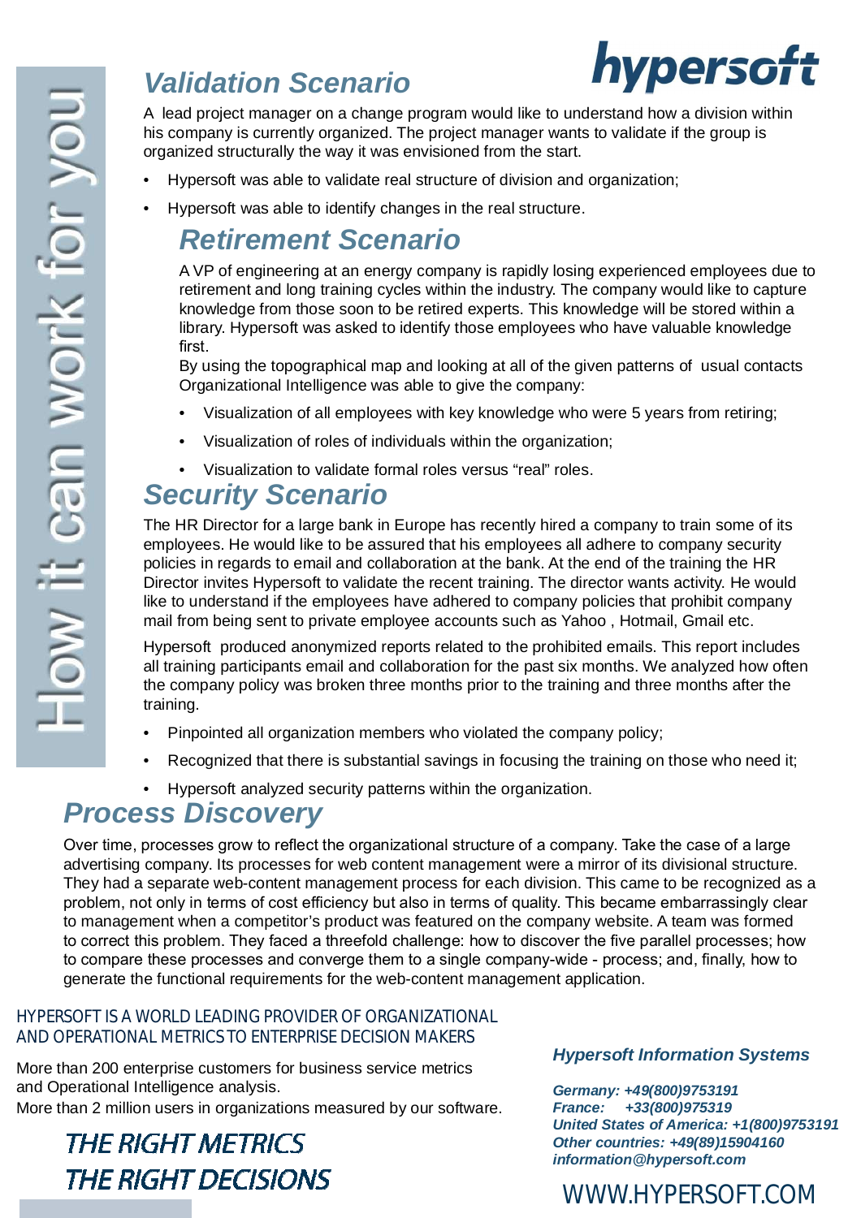How it can work for you

## Validation Scenario

**hypersoft**

A lead project manager on a change program would like to understand how a division within his company is currently organized. The project manager wants to validate if the group is organized structurally the way it was envisioned from the start.

- Hypersoft was able to validate real structure of division and organization;
- Hypersoft was able to identify changes in the real structure.

## Retirement Scenario

A VP of engineering at an energy company is rapidly losing experienced employees due to retirement and long training cycles within the industry. The company would like to capture knowledge from those soon to be retired experts. This knowledge will be stored within a library. Hypersoft was asked to identify those employees who have valuable knowledge first.
By using the topographical map and looking at all of the given patterns of usual contacts Organizational Intelligence was able to give the company:

- Visualization of all employees with key knowledge who were 5 years from retiring;
- Visualization of roles of individuals within the organization;
- Visualization to validate formal roles versus “real” roles.

## Security Scenario

The HR Director for a large bank in Europe has recently hired a company to train some of its employees. He would like to be assured that his employees all adhere to company security policies in regards to email and collaboration at the bank. At the end of the training the HR Director invites Hypersoft to validate the recent training. The director wants activity. He would like to understand if the employees have adhered to company policies that prohibit company mail from being sent to private employee accounts such as Yahoo , Hotmail, Gmail etc.

Hypersoft produced anonymized reports related to the prohibited emails. This report includes all training participants email and collaboration for the past six months. We analyzed how often the company policy was broken three months prior to the training and three months after the training.

- Pinpointed all organization members who violated the company policy;
- Recognized that there is substantial savings in focusing the training on those who need it;
- Hypersoft analyzed security patterns within the organization.

## Process Discovery

Over time, processes grow to reflect the organizational structure of a company. Take the case of a large advertising company. Its processes for web content management were a mirror of its divisional structure. They had a separate web-content management process for each division. This came to be recognized as a problem, not only in terms of cost efficiency but also in terms of quality. This became embarrassingly clear to management when a competitor’s product was featured on the company website. A team was formed to correct this problem. They faced a threefold challenge: how to discover the five parallel processes; how to compare these processes and converge them to a single company-wide - process; and, finally, how to generate the functional requirements for the web-content management application.

HYPERSOFT IS A WORLD LEADING PROVIDER OF ORGANIZATIONAL AND OPERATIONAL METRICS TO ENTERPRISE DECISION MAKERS

More than 200 enterprise customers for business service metrics and Operational Intelligence analysis.
More than 2 million users in organizations measured by our software.

**THE RIGHT METRICS**
**THE RIGHT DECISIONS**

***Hypersoft Information Systems***

***Germany: +49(800)9753191***
***France: +33(800)975319***
***United States of America: +1(800)9753191***
***Other countries: +49(89)15904160***
***information@hypersoft.com***

WWW.HYPERSOFT.COM